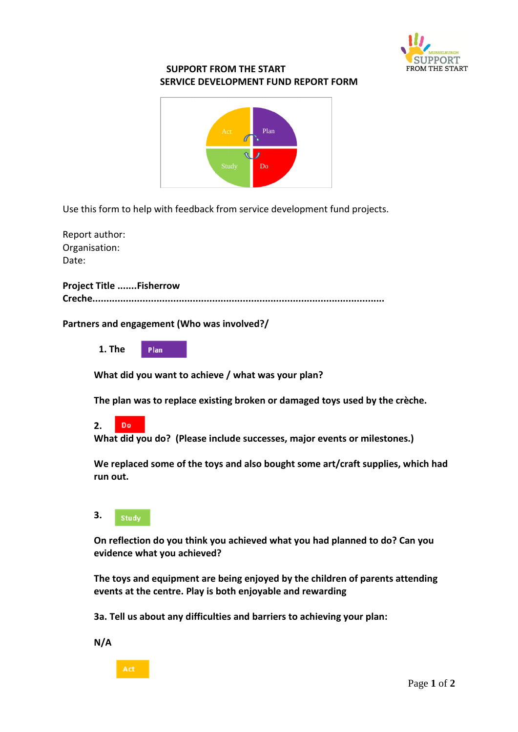# SUPPORT FROM THE START
## SERVICE DEVELOPMENT FUND REPORT FORM

Use this form to help with feedback from service development fund projects.

Report author:
Organisation:
Date:

**Project Title .......Fisherrow Creche..........................................................................................................**

**Partners and engagement (Who was involved?/**

**1. The Plan**

**What did you want to achieve / what was your plan?**

**The plan was to replace existing broken or damaged toys used by the crèche.**

**2. Do**

**What did you do? (Please include successes, major events or milestones.)**

**We replaced some of the toys and also bought some art/craft supplies, which had run out.**

**3. Study**

**On reflection do you think you achieved what you had planned to do? Can you evidence what you achieved?**

**The toys and equipment are being enjoyed by the children of parents attending events at the centre. Play is both enjoyable and rewarding**

**3a. Tell us about any difficulties and barriers to achieving your plan:**

**N/A**

**Act**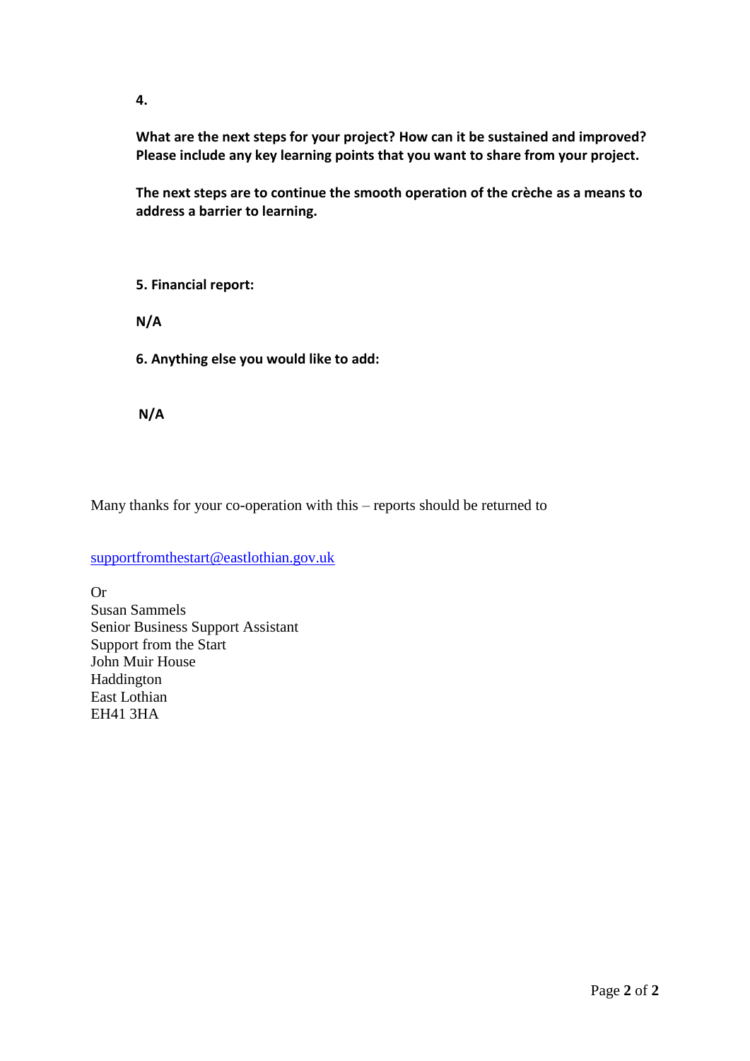**4.**

**What are the next steps for your project? How can it be sustained and improved? Please include any key learning points that you want to share from your project.**

**The next steps are to continue the smooth operation of the crèche as a means to address a barrier to learning.**

**5. Financial report:**

**N/A**

**6. Anything else you would like to add:**

**N/A**

Many thanks for your co-operation with this – reports should be returned to

supportfromthestart@eastlothian.gov.uk

Or
Susan Sammels
Senior Business Support Assistant
Support from the Start
John Muir House
Haddington
East Lothian
EH41 3HA